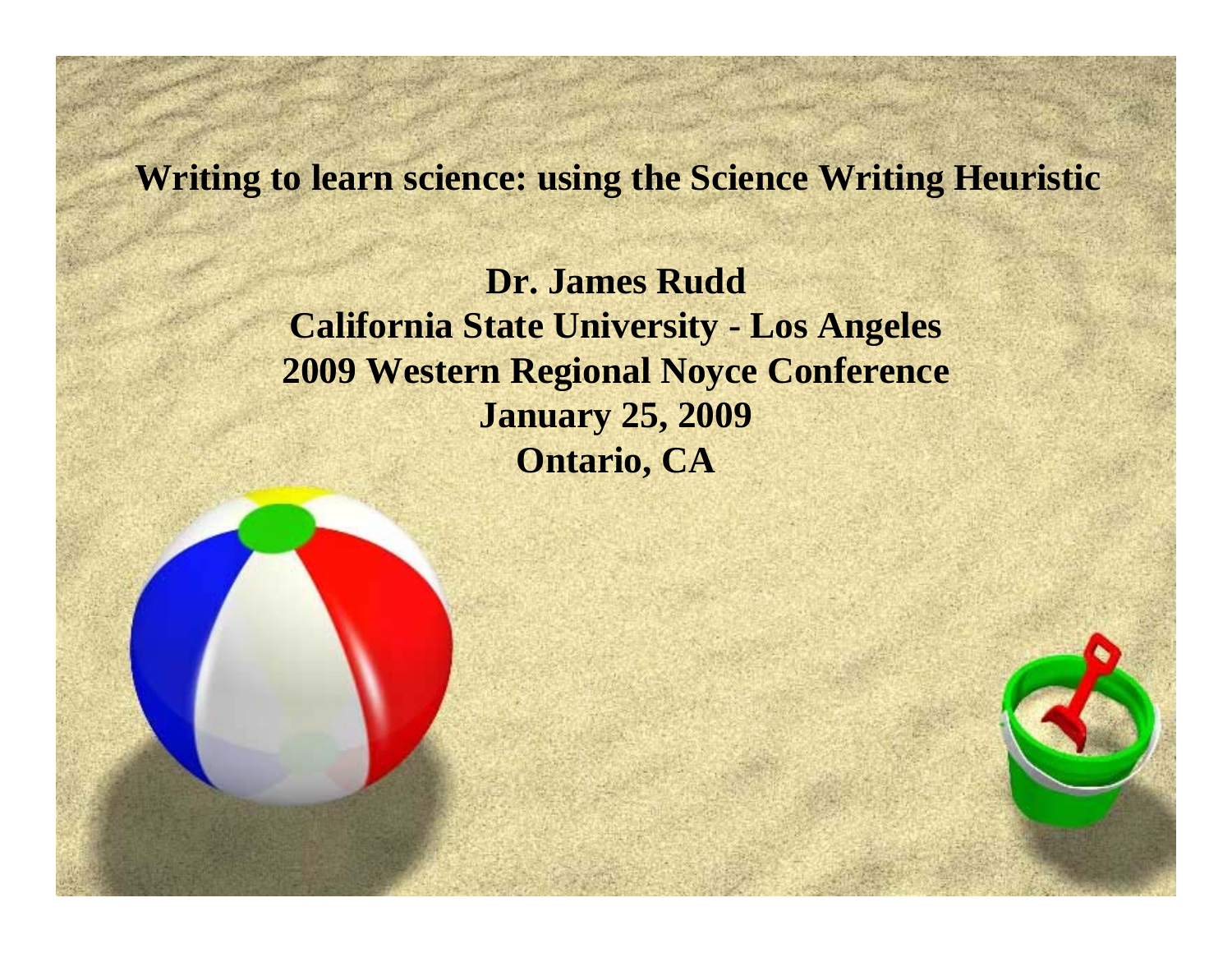# Writing to learn science: using the Science Writing Heuristic

**Dr. James Rudd**
**California State University - Los Angeles**
**2009 Western Regional Noyce Conference**
**January 25, 2009**
**Ontario, CA**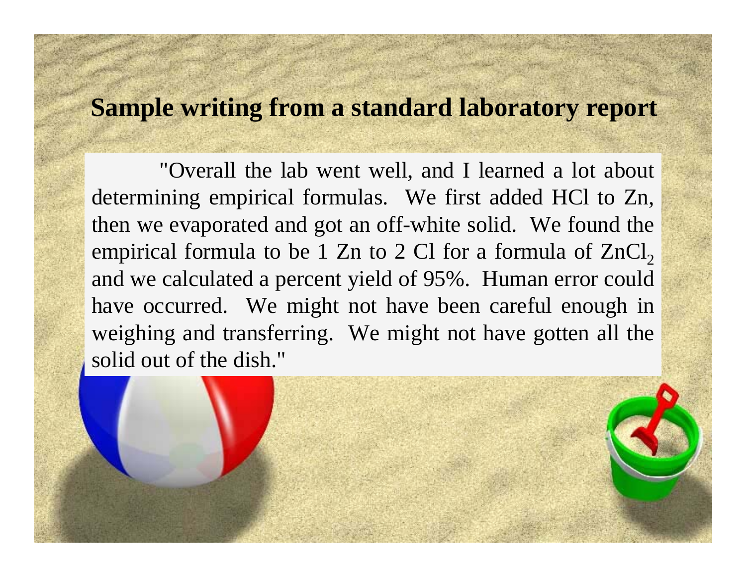## Sample writing from a standard laboratory report

"Overall the lab went well, and I learned a lot about determining empirical formulas. We first added HCl to Zn, then we evaporated and got an off-white solid. We found the empirical formula to be 1 Zn to 2 Cl for a formula of $ZnCl_2$ and we calculated a percent yield of 95%. Human error could have occurred. We might not have been careful enough in weighing and transferring. We might not have gotten all the solid out of the dish."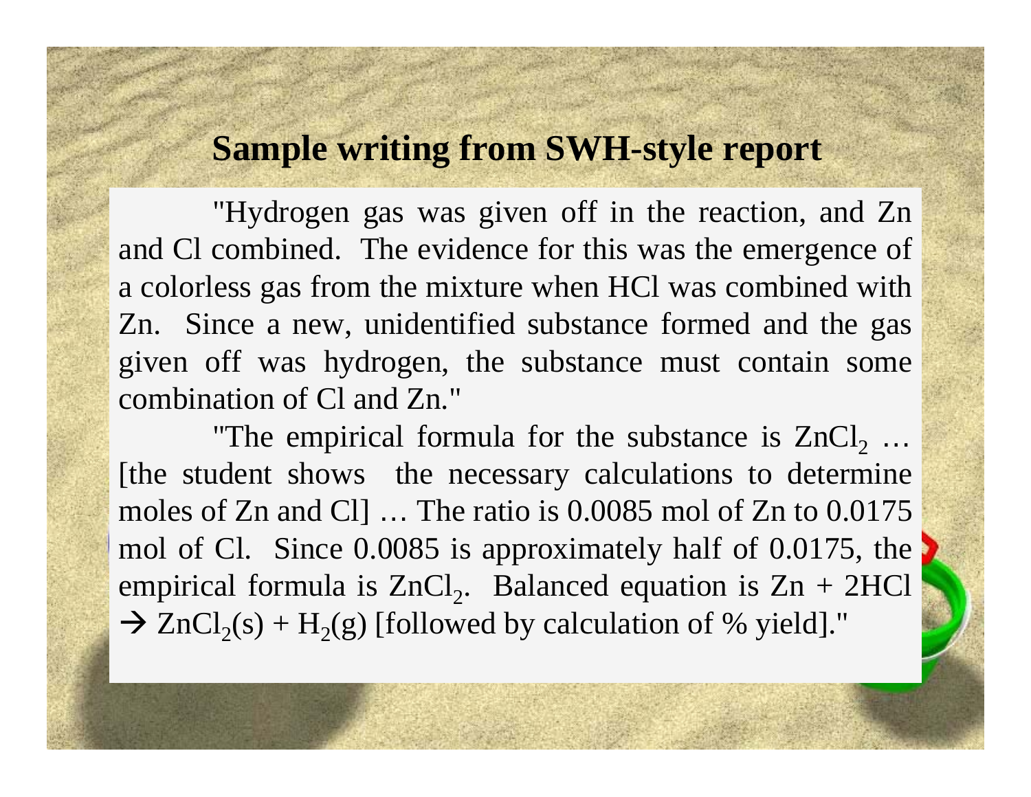# Sample writing from SWH-style report

"Hydrogen gas was given off in the reaction, and Zn and Cl combined. The evidence for this was the emergence of a colorless gas from the mixture when HCl was combined with Zn. Since a new, unidentified substance formed and the gas given off was hydrogen, the substance must contain some combination of Cl and Zn."

"The empirical formula for the substance is $ZnCl_2$ … [the student shows the necessary calculations to determine moles of Zn and Cl] … The ratio is 0.0085 mol of Zn to 0.0175 mol of Cl. Since 0.0085 is approximately half of 0.0175, the empirical formula is $ZnCl_2$. Balanced equation is $Zn + 2HCl \rightarrow ZnCl_2(s) + H_2(g)$ [followed by calculation of % yield]."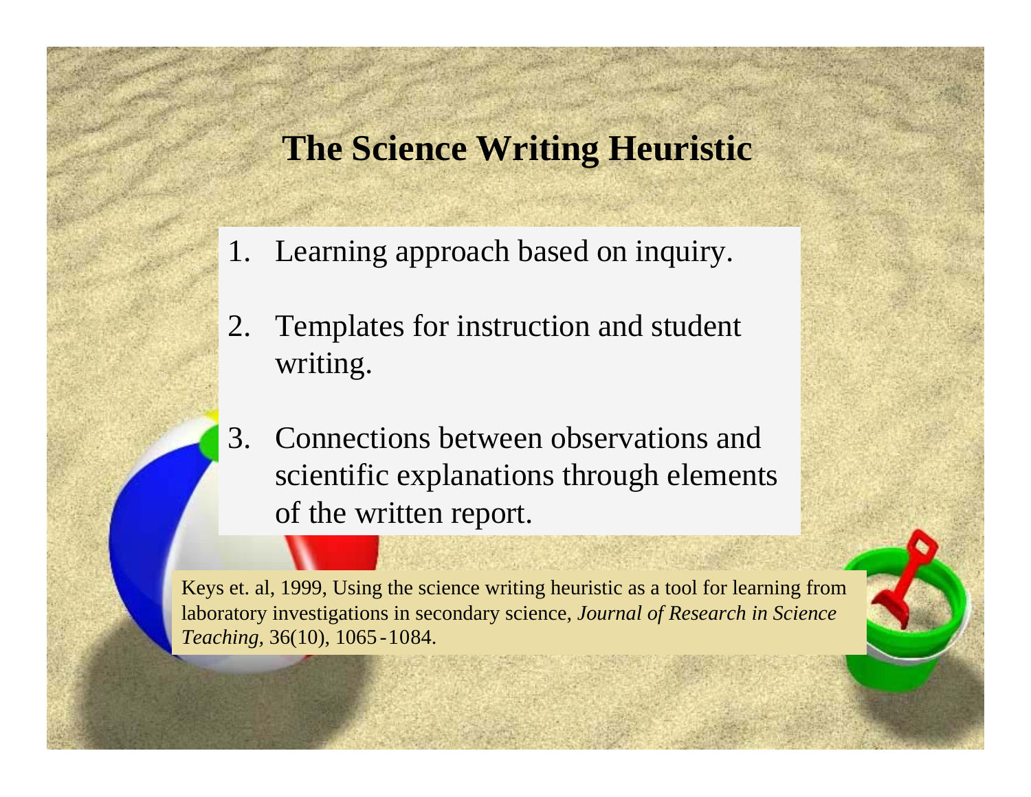# The Science Writing Heuristic

1. Learning approach based on inquiry.
2. Templates for instruction and student writing.
3. Connections between observations and scientific explanations through elements of the written report.

Keys et. al, 1999, Using the science writing heuristic as a tool for learning from laboratory investigations in secondary science, *Journal of Research in Science Teaching*, 36(10), 1065-1084.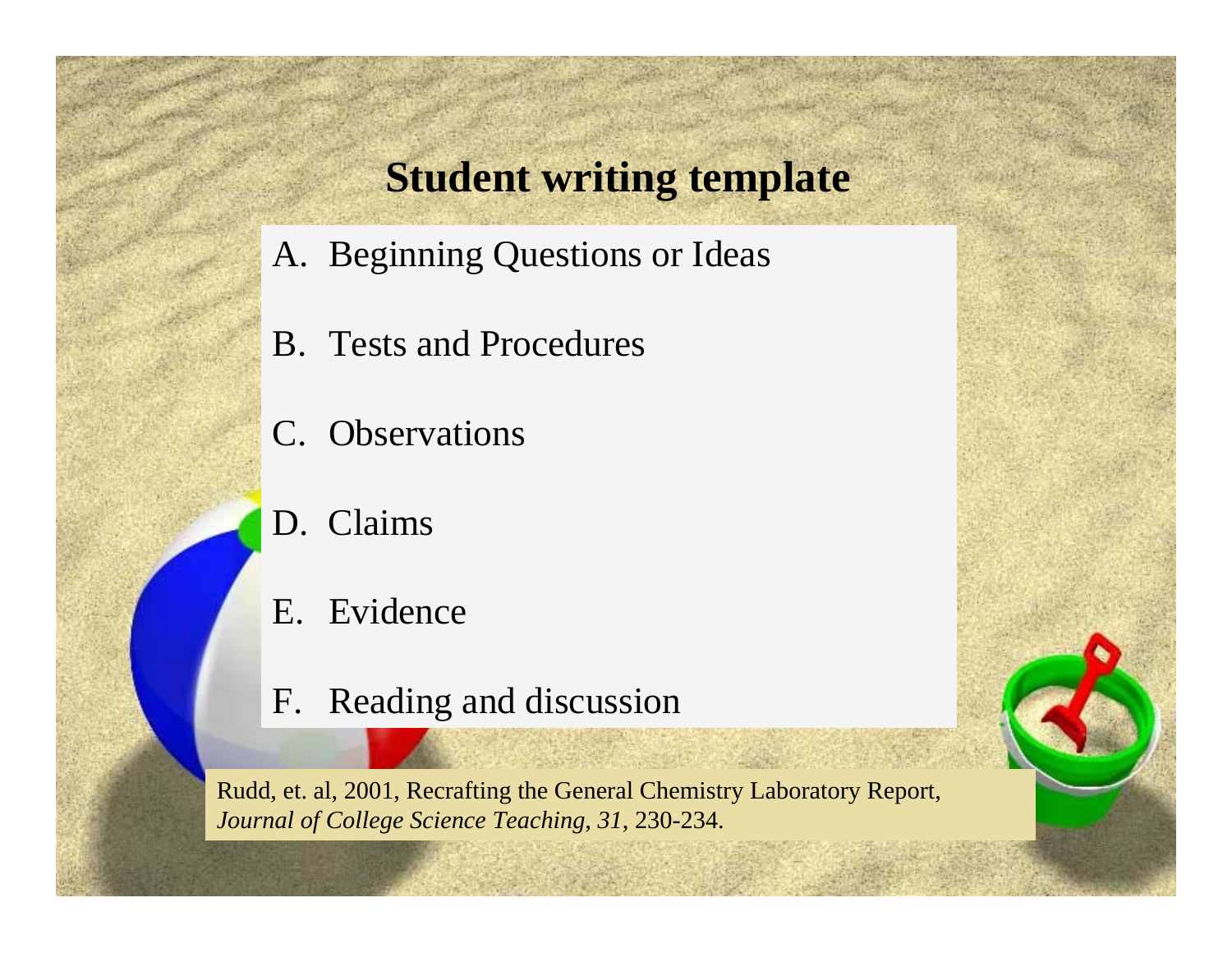# Student writing template

A. Beginning Questions or Ideas

B. Tests and Procedures

C. Observations

D. Claims

E. Evidence

F. Reading and discussion

Rudd, et. al, 2001, Recrafting the General Chemistry Laboratory Report, *Journal of College Science Teaching, 31,* 230-234.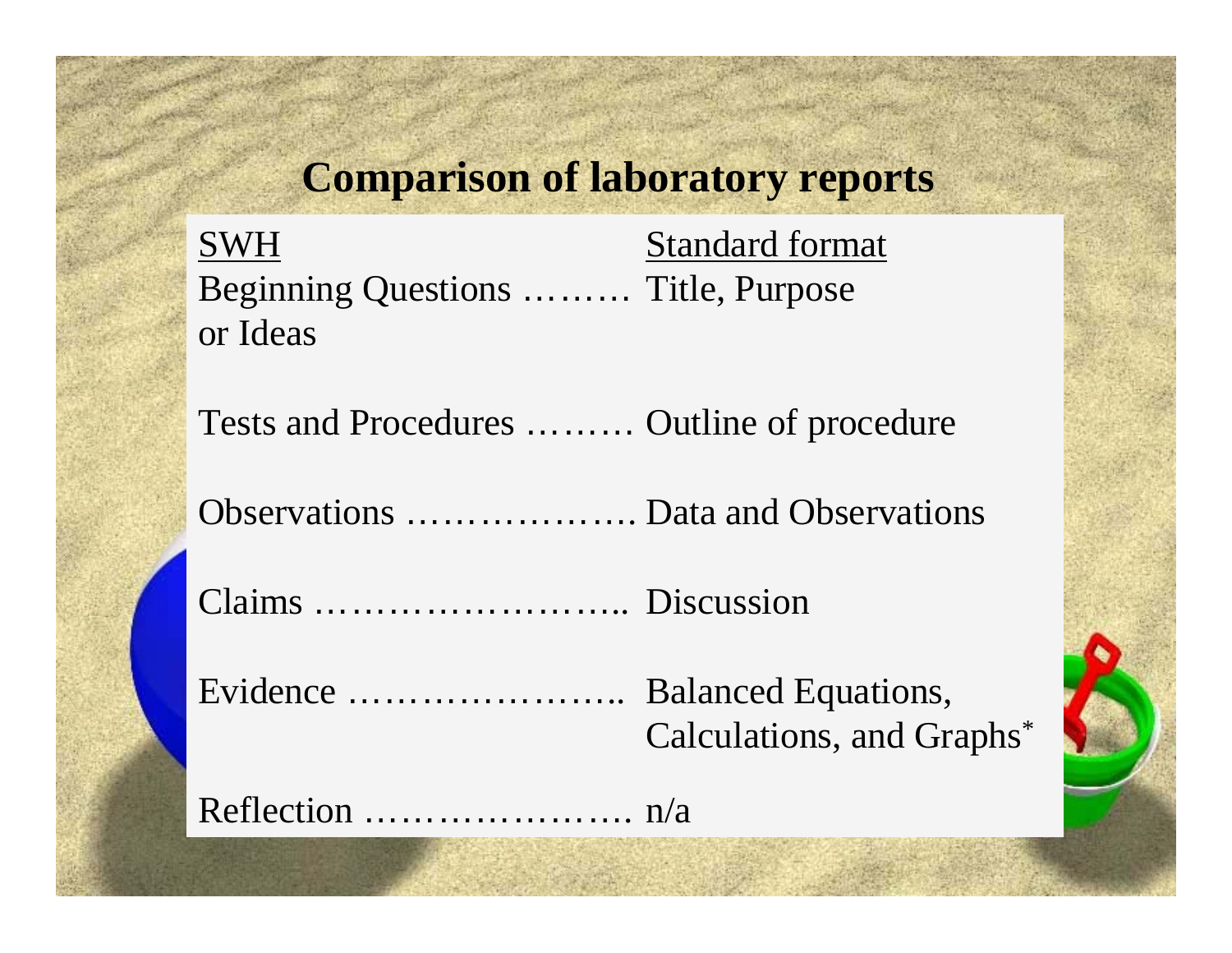# Comparison of laboratory reports

| SWH | Standard format |
|---|---|
| Beginning Questions or Ideas | Title, Purpose |
| Tests and Procedures | Outline of procedure |
| Observations | Data and Observations |
| Claims | Discussion |
| Evidence | Balanced Equations, Calculations, and Graphs* |
| Reflection | n/a |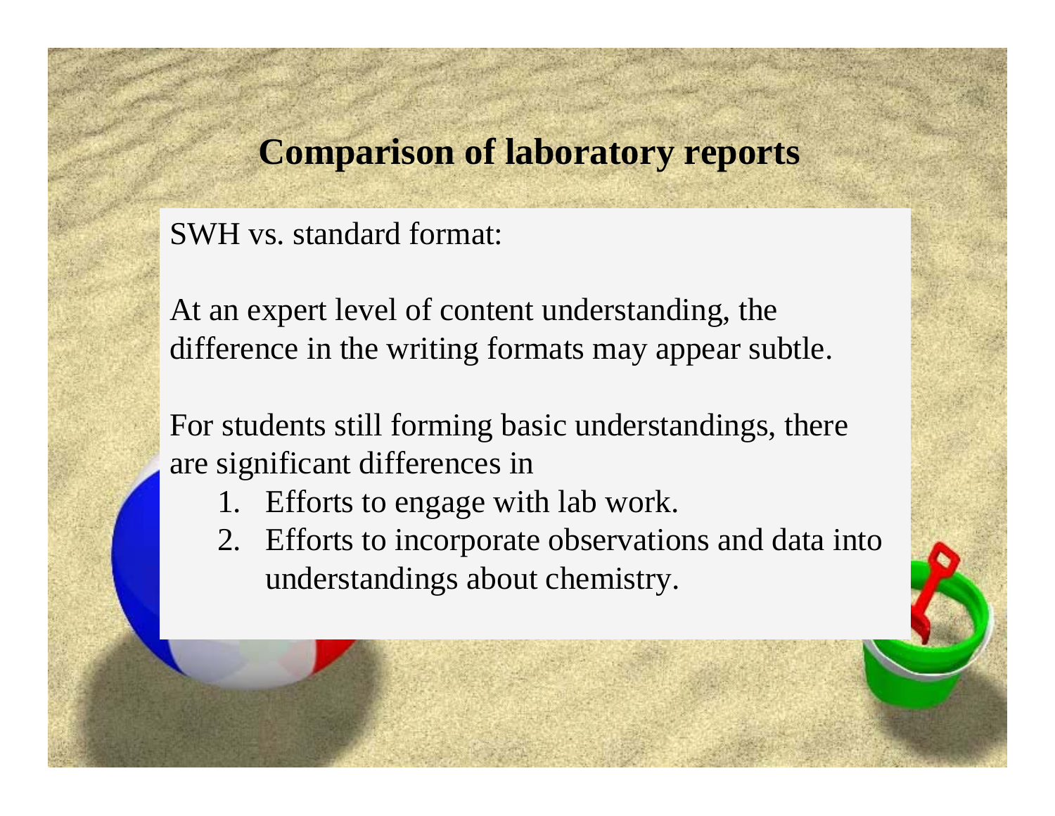# Comparison of laboratory reports

SWH vs. standard format:

At an expert level of content understanding, the difference in the writing formats may appear subtle.

For students still forming basic understandings, there are significant differences in

1. Efforts to engage with lab work.
2. Efforts to incorporate observations and data into understandings about chemistry.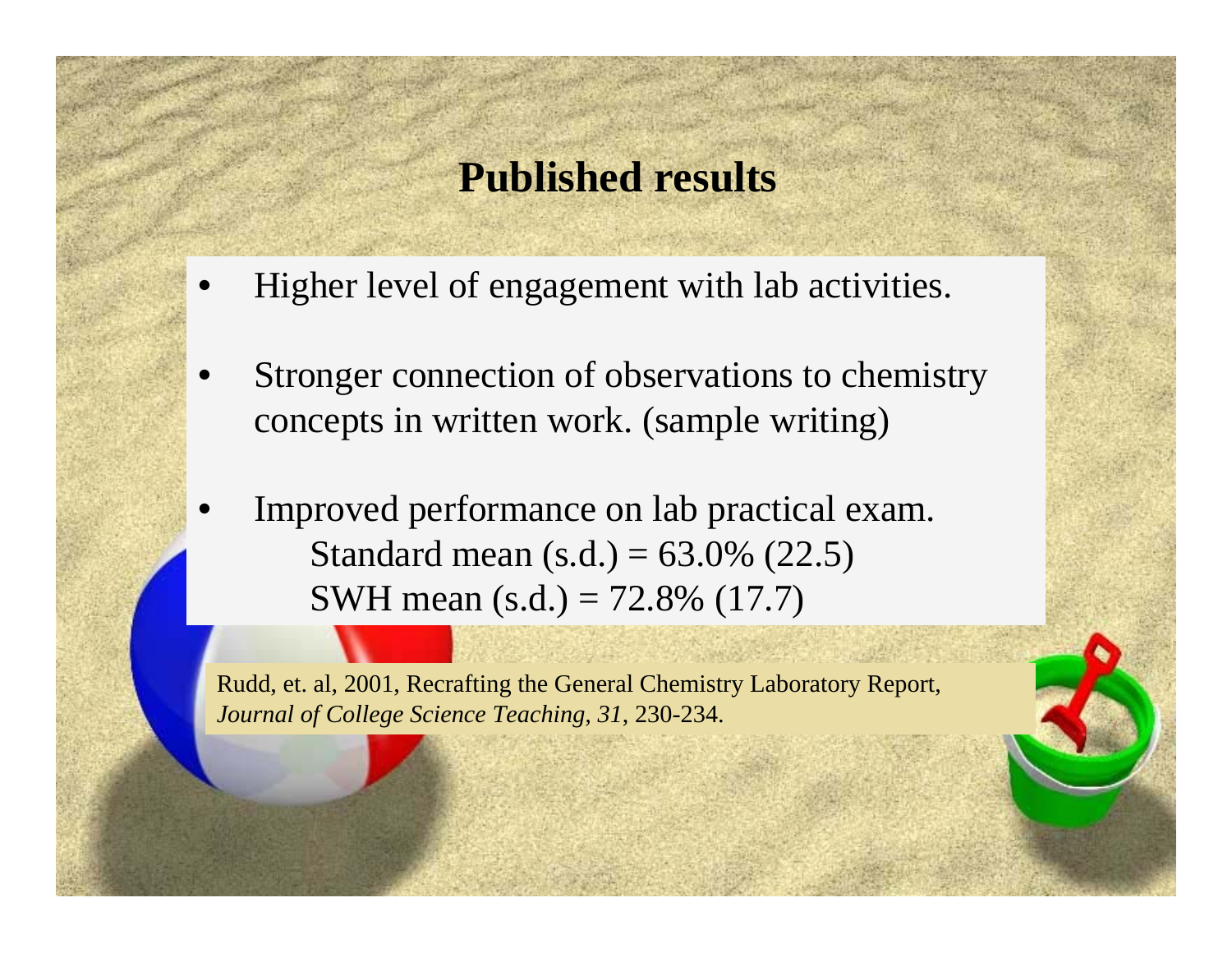# Published results

- Higher level of engagement with lab activities.
- Stronger connection of observations to chemistry concepts in written work. (sample writing)
- Improved performance on lab practical exam.
  - Standard mean (s.d.) = 63.0% (22.5)
  - SWH mean (s.d.) = 72.8% (17.7)

Rudd, et. al, 2001, Recrafting the General Chemistry Laboratory Report, *Journal of College Science Teaching*, *31*, 230-234.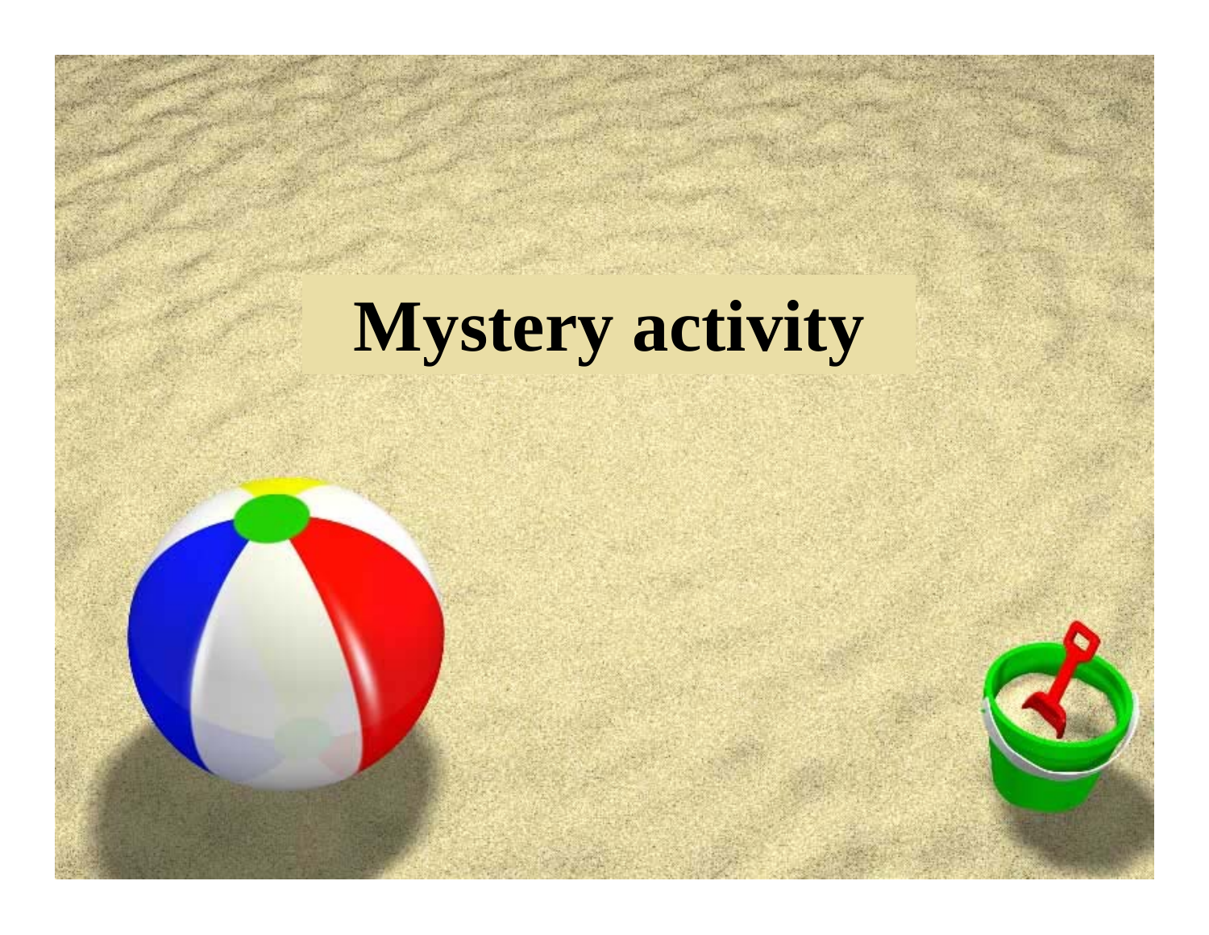# Mystery activity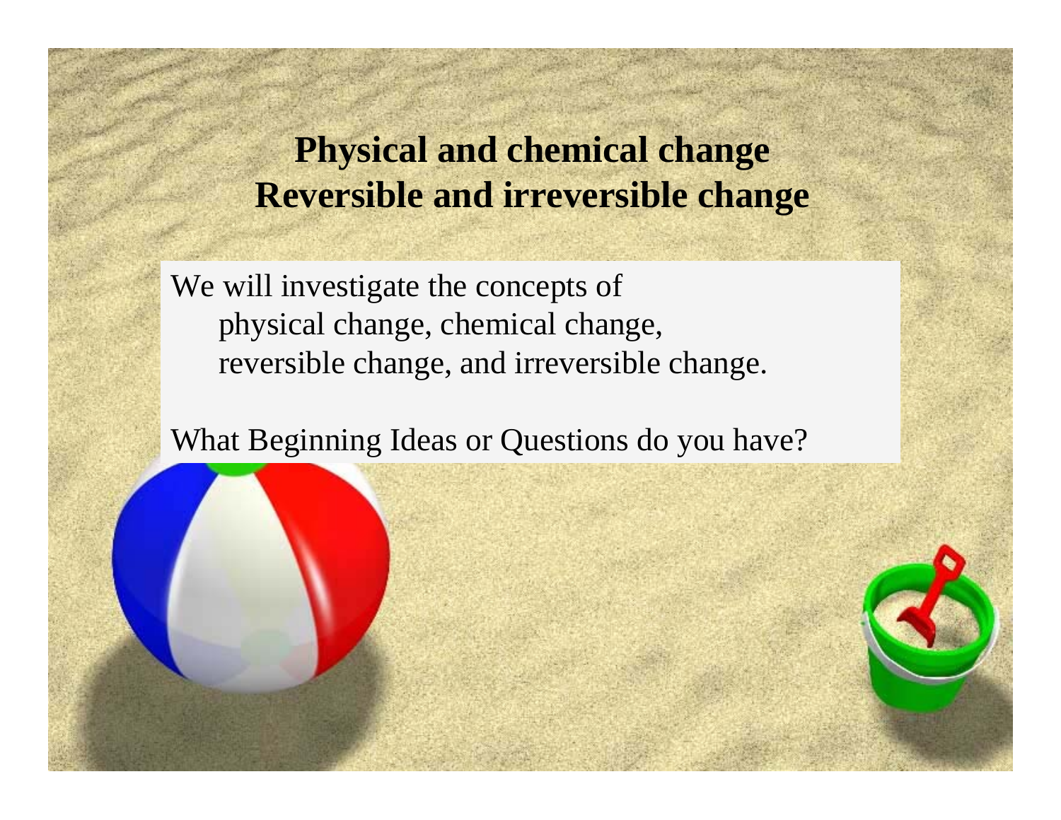# Physical and chemical change
# Reversible and irreversible change

We will investigate the concepts of
physical change, chemical change,
reversible change, and irreversible change.

What Beginning Ideas or Questions do you have?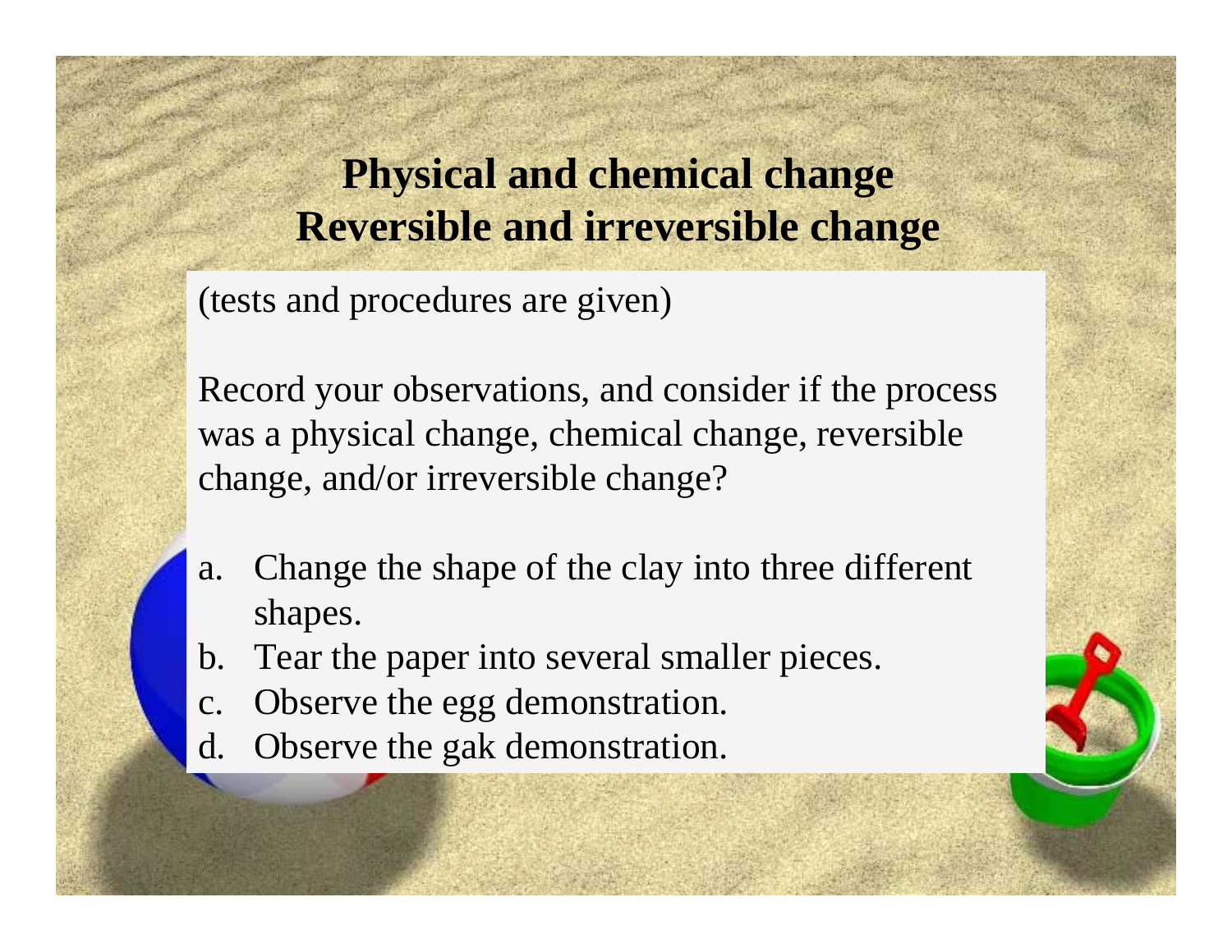# Physical and chemical change
# Reversible and irreversible change

(tests and procedures are given)

Record your observations, and consider if the process was a physical change, chemical change, reversible change, and/or irreversible change?

a. Change the shape of the clay into three different shapes.
b. Tear the paper into several smaller pieces.
c. Observe the egg demonstration.
d. Observe the gak demonstration.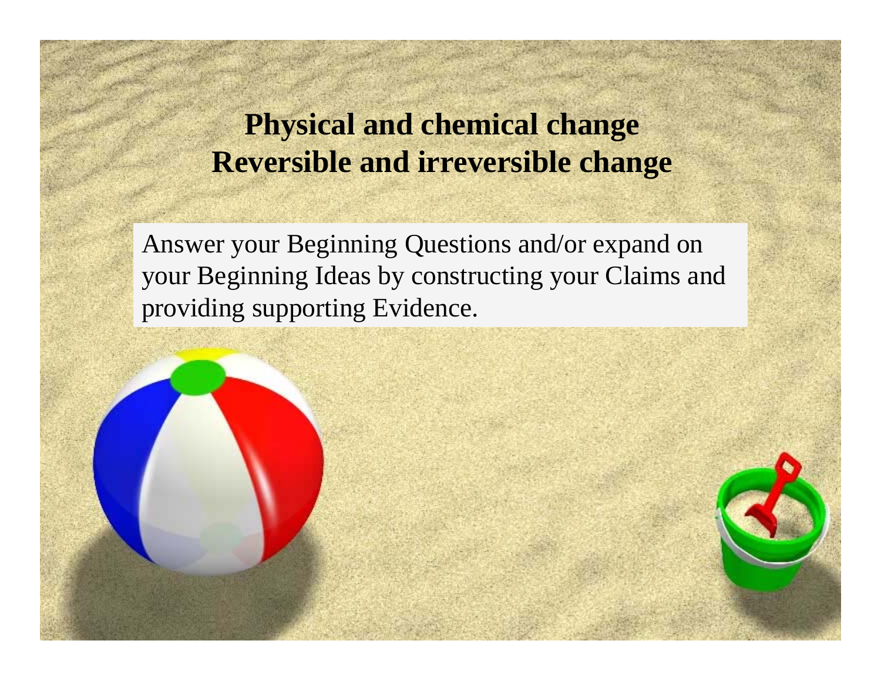# Physical and chemical change
# Reversible and irreversible change

Answer your Beginning Questions and/or expand on your Beginning Ideas by constructing your Claims and providing supporting Evidence.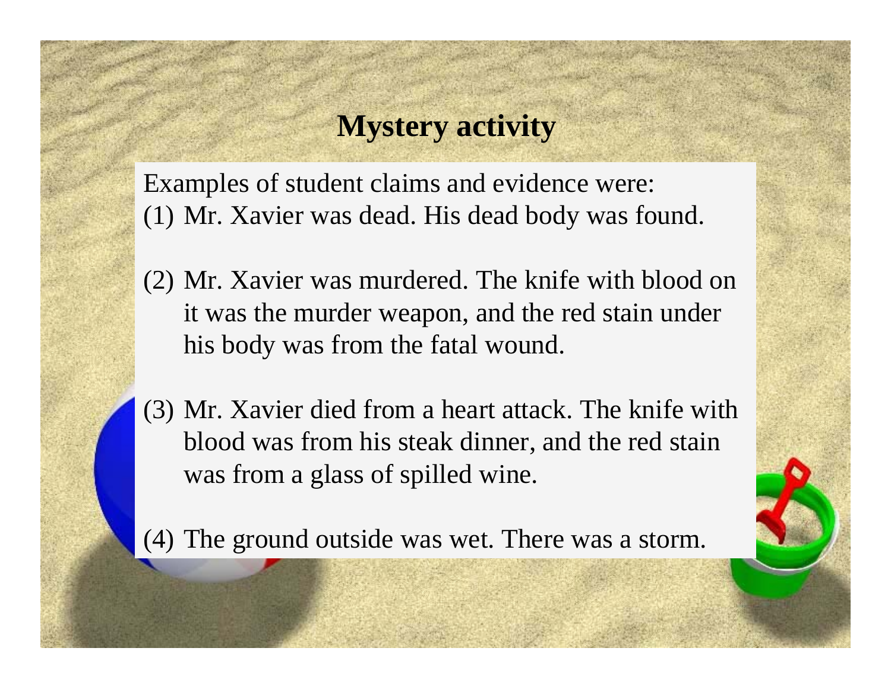# Mystery activity

Examples of student claims and evidence were:

(1) Mr. Xavier was dead. His dead body was found.

(2) Mr. Xavier was murdered. The knife with blood on it was the murder weapon, and the red stain under his body was from the fatal wound.

(3) Mr. Xavier died from a heart attack. The knife with blood was from his steak dinner, and the red stain was from a glass of spilled wine.

(4) The ground outside was wet. There was a storm.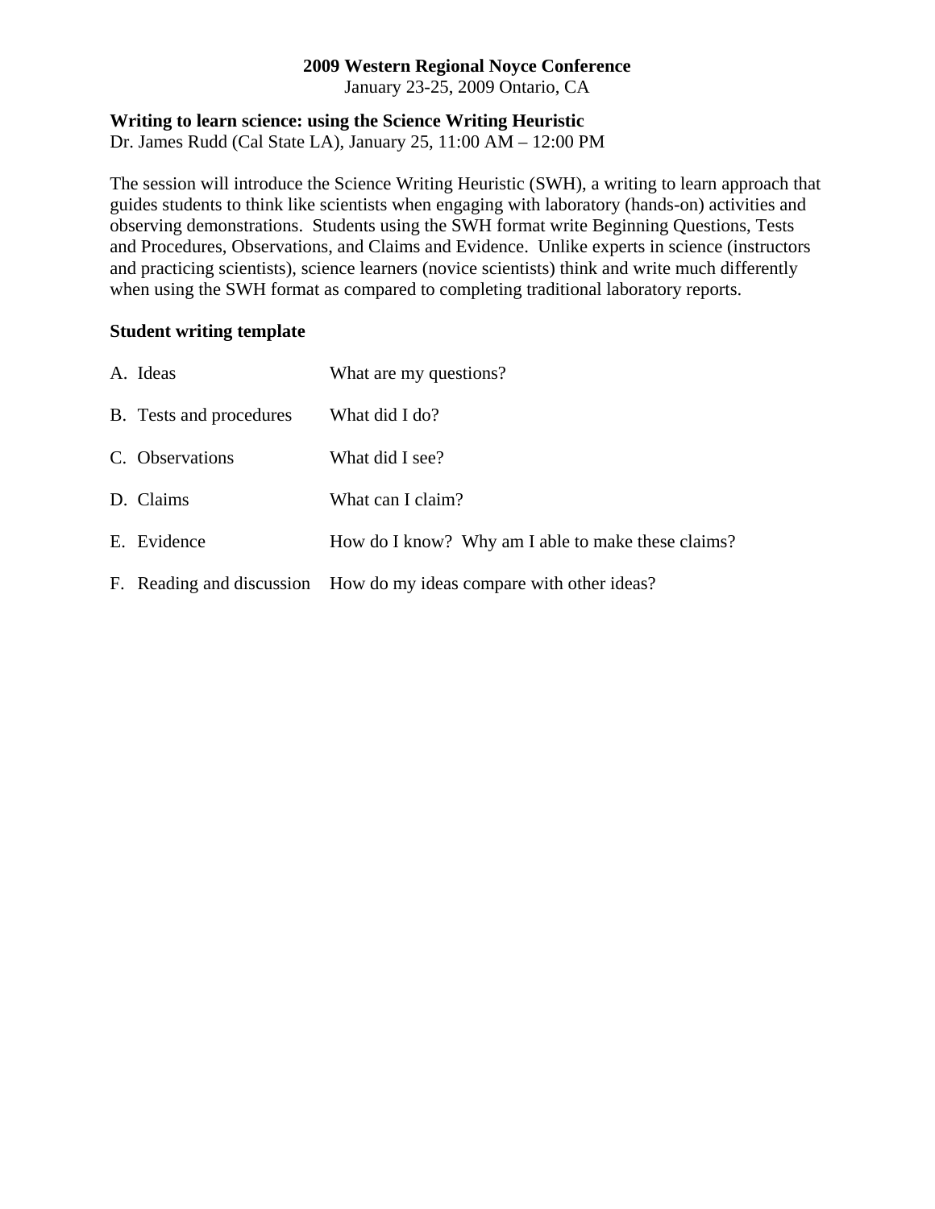**2009 Western Regional Noyce Conference**
January 23-25, 2009 Ontario, CA

**Writing to learn science: using the Science Writing Heuristic**
Dr. James Rudd (Cal State LA), January 25, 11:00 AM – 12:00 PM

The session will introduce the Science Writing Heuristic (SWH), a writing to learn approach that guides students to think like scientists when engaging with laboratory (hands-on) activities and observing demonstrations. Students using the SWH format write Beginning Questions, Tests and Procedures, Observations, and Claims and Evidence. Unlike experts in science (instructors and practicing scientists), science learners (novice scientists) think and write much differently when using the SWH format as compared to completing traditional laboratory reports.

**Student writing template**

A. Ideas — What are my questions?

B. Tests and procedures — What did I do?

C. Observations — What did I see?

D. Claims — What can I claim?

E. Evidence — How do I know? Why am I able to make these claims?

F. Reading and discussion — How do my ideas compare with other ideas?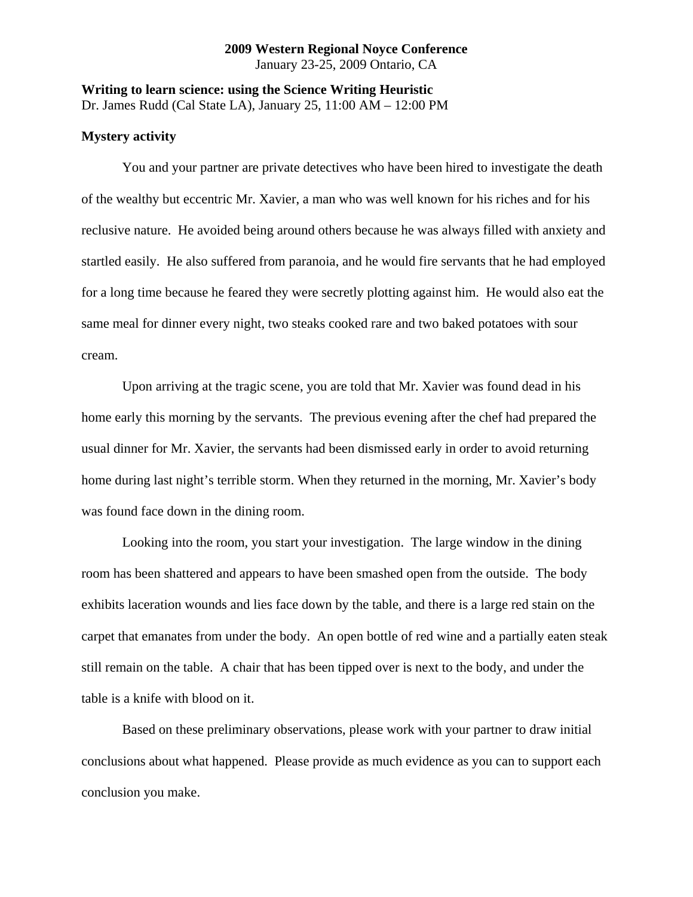**2009 Western Regional Noyce Conference**
January 23-25, 2009 Ontario, CA

**Writing to learn science: using the Science Writing Heuristic**
Dr. James Rudd (Cal State LA), January 25, 11:00 AM – 12:00 PM

**Mystery activity**

You and your partner are private detectives who have been hired to investigate the death of the wealthy but eccentric Mr. Xavier, a man who was well known for his riches and for his reclusive nature. He avoided being around others because he was always filled with anxiety and startled easily. He also suffered from paranoia, and he would fire servants that he had employed for a long time because he feared they were secretly plotting against him. He would also eat the same meal for dinner every night, two steaks cooked rare and two baked potatoes with sour cream.

Upon arriving at the tragic scene, you are told that Mr. Xavier was found dead in his home early this morning by the servants. The previous evening after the chef had prepared the usual dinner for Mr. Xavier, the servants had been dismissed early in order to avoid returning home during last night's terrible storm. When they returned in the morning, Mr. Xavier's body was found face down in the dining room.

Looking into the room, you start your investigation. The large window in the dining room has been shattered and appears to have been smashed open from the outside. The body exhibits laceration wounds and lies face down by the table, and there is a large red stain on the carpet that emanates from under the body. An open bottle of red wine and a partially eaten steak still remain on the table. A chair that has been tipped over is next to the body, and under the table is a knife with blood on it.

Based on these preliminary observations, please work with your partner to draw initial conclusions about what happened. Please provide as much evidence as you can to support each conclusion you make.